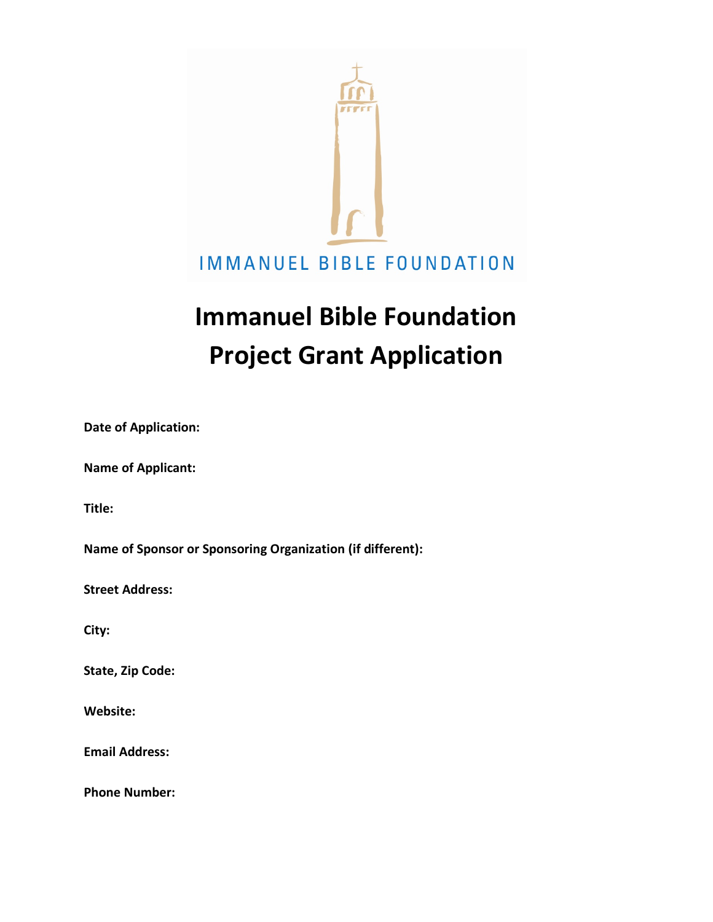IMMANUEL BIBLE FOUNDATION

# Immanuel Bible Foundation
# Project Grant Application

**Date of Application:**

**Name of Applicant:**

**Title:**

**Name of Sponsor or Sponsoring Organization (if different):**

**Street Address:**

**City:**

**State, Zip Code:**

**Website:**

**Email Address:**

**Phone Number:**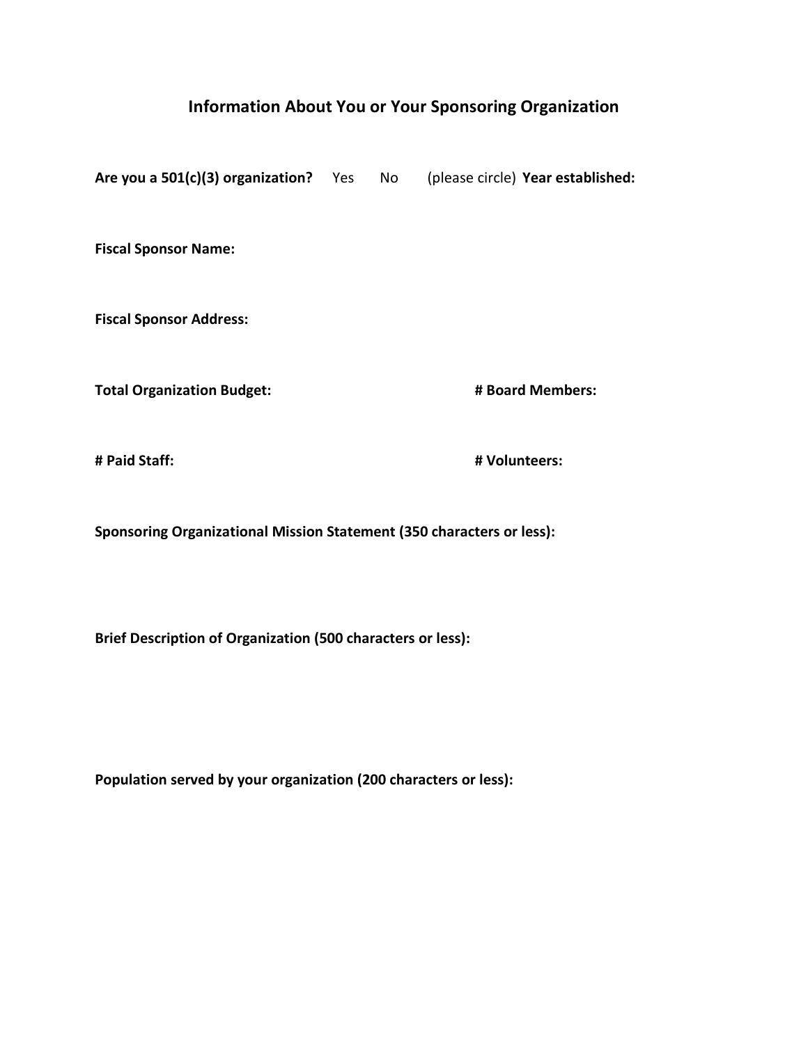## Information About You or Your Sponsoring Organization

**Are you a 501(c)(3) organization?** Yes No (please circle) **Year established:**

**Fiscal Sponsor Name:**

**Fiscal Sponsor Address:**

**Total Organization Budget:** **# Board Members:**

**# Paid Staff:** **# Volunteers:**

**Sponsoring Organizational Mission Statement (350 characters or less):**

**Brief Description of Organization (500 characters or less):**

**Population served by your organization (200 characters or less):**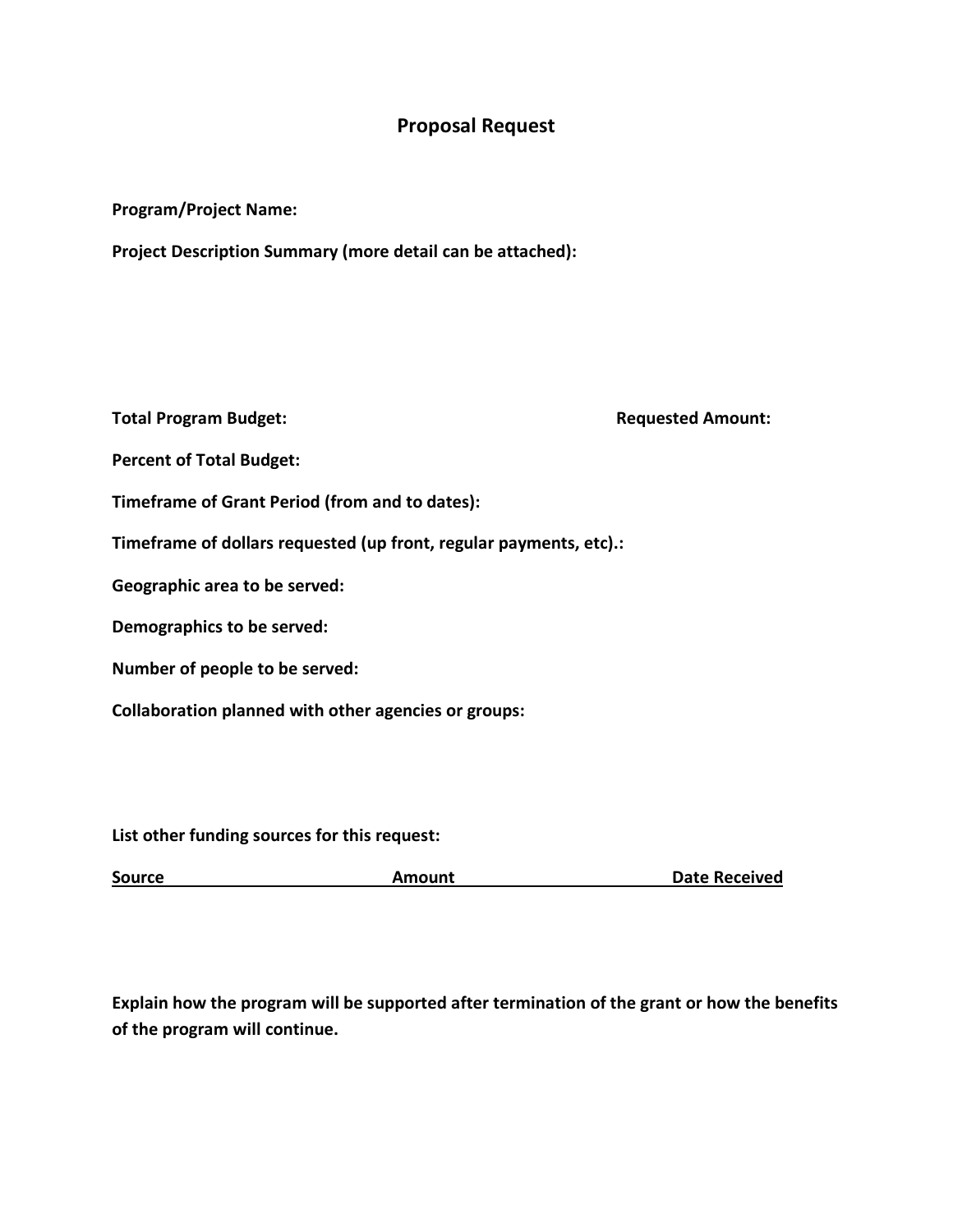# Proposal Request

**Program/Project Name:**

**Project Description Summary (more detail can be attached):**

**Total Program Budget:** **Requested Amount:**

**Percent of Total Budget:**

**Timeframe of Grant Period (from and to dates):**

**Timeframe of dollars requested (up front, regular payments, etc).:**

**Geographic area to be served:**

**Demographics to be served:**

**Number of people to be served:**

**Collaboration planned with other agencies or groups:**

**List other funding sources for this request:**

| Source | Amount | Date Received |
|---|---|---|

**Explain how the program will be supported after termination of the grant or how the benefits of the program will continue.**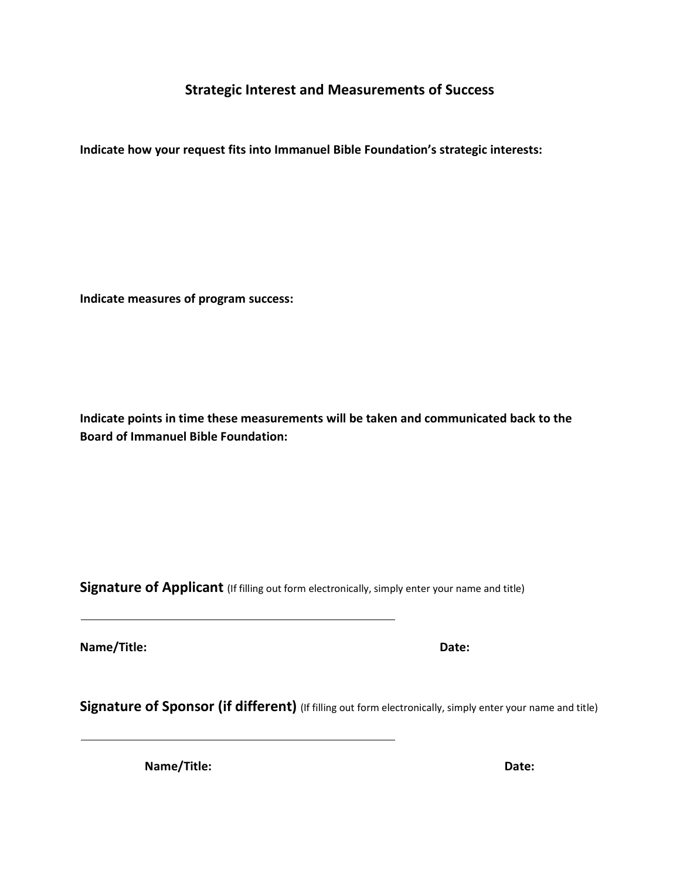## Strategic Interest and Measurements of Success

**Indicate how your request fits into Immanuel Bible Foundation's strategic interests:**

**Indicate measures of program success:**

**Indicate points in time these measurements will be taken and communicated back to the Board of Immanuel Bible Foundation:**

**Signature of Applicant** (If filling out form electronically, simply enter your name and title)

______________________________________________

**Name/Title:** **Date:**

**Signature of Sponsor (if different)** (If filling out form electronically, simply enter your name and title)

______________________________________________

**Name/Title:** **Date:**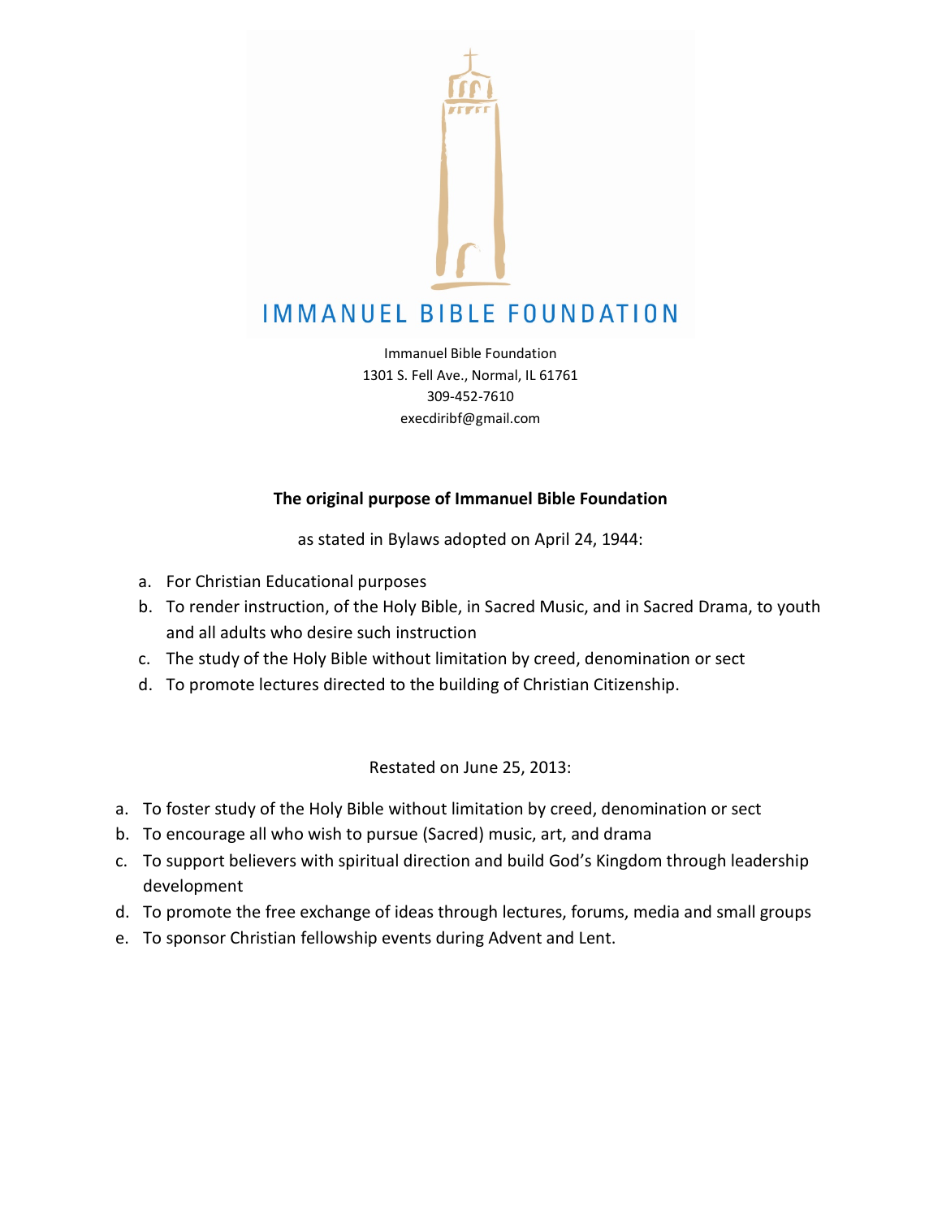IMMANUEL BIBLE FOUNDATION

Immanuel Bible Foundation
1301 S. Fell Ave., Normal, IL 61761
309-452-7610
execdiribf@gmail.com

**The original purpose of Immanuel Bible Foundation**

as stated in Bylaws adopted on April 24, 1944:

a. For Christian Educational purposes
b. To render instruction, of the Holy Bible, in Sacred Music, and in Sacred Drama, to youth and all adults who desire such instruction
c. The study of the Holy Bible without limitation by creed, denomination or sect
d. To promote lectures directed to the building of Christian Citizenship.

Restated on June 25, 2013:

a. To foster study of the Holy Bible without limitation by creed, denomination or sect
b. To encourage all who wish to pursue (Sacred) music, art, and drama
c. To support believers with spiritual direction and build God's Kingdom through leadership development
d. To promote the free exchange of ideas through lectures, forums, media and small groups
e. To sponsor Christian fellowship events during Advent and Lent.